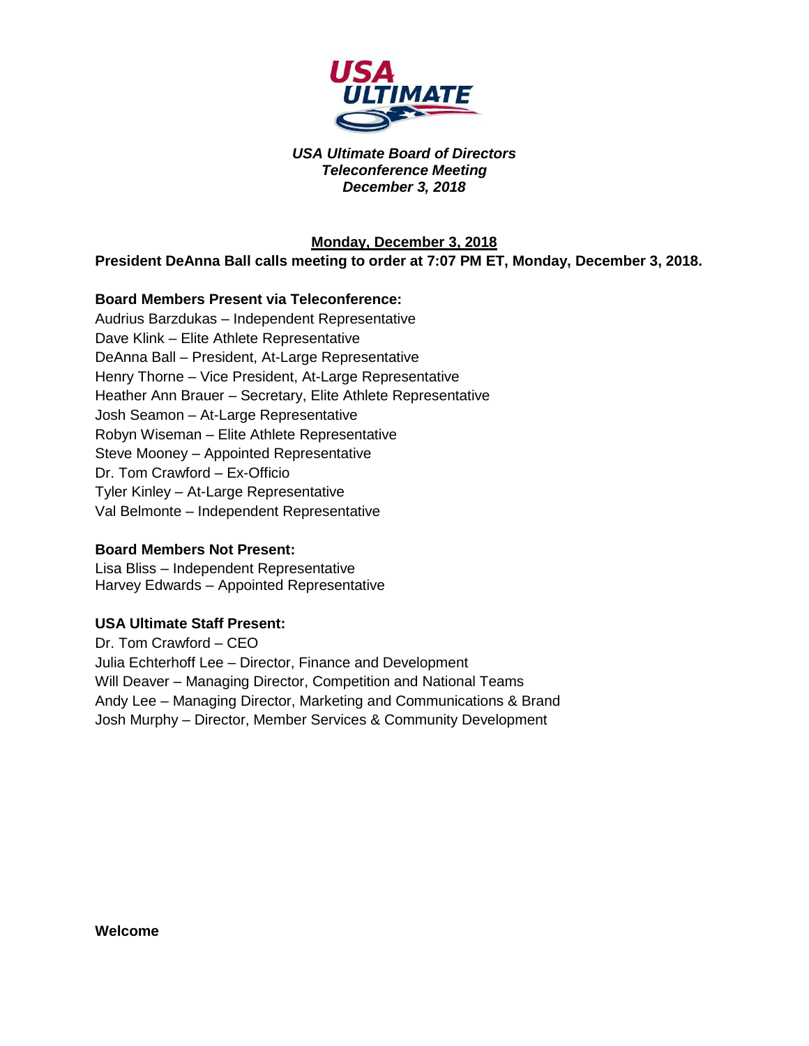***USA Ultimate Board of Directors***
***Teleconference Meeting***
***December 3, 2018***

**Monday, December 3, 2018**

**President DeAnna Ball calls meeting to order at 7:07 PM ET, Monday, December 3, 2018.**

**Board Members Present via Teleconference:**

Audrius Barzdukas – Independent Representative
Dave Klink – Elite Athlete Representative
DeAnna Ball – President, At-Large Representative
Henry Thorne – Vice President, At-Large Representative
Heather Ann Brauer – Secretary, Elite Athlete Representative
Josh Seamon – At-Large Representative
Robyn Wiseman – Elite Athlete Representative
Steve Mooney – Appointed Representative
Dr. Tom Crawford – Ex-Officio
Tyler Kinley – At-Large Representative
Val Belmonte – Independent Representative

**Board Members Not Present:**

Lisa Bliss – Independent Representative
Harvey Edwards – Appointed Representative

**USA Ultimate Staff Present:**

Dr. Tom Crawford – CEO
Julia Echterhoff Lee – Director, Finance and Development
Will Deaver – Managing Director, Competition and National Teams
Andy Lee – Managing Director, Marketing and Communications & Brand
Josh Murphy – Director, Member Services & Community Development

**Welcome**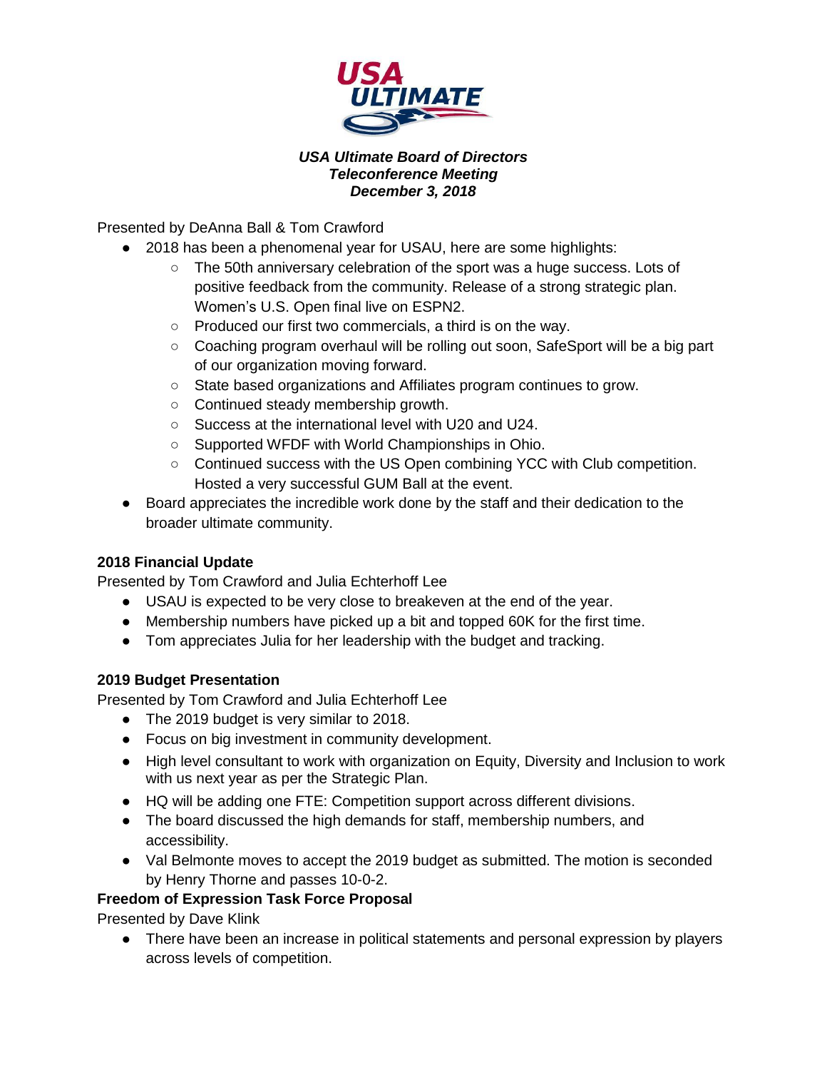***USA Ultimate Board of Directors***
***Teleconference Meeting***
***December 3, 2018***

Presented by DeAnna Ball & Tom Crawford

- 2018 has been a phenomenal year for USAU, here are some highlights:
  - The 50th anniversary celebration of the sport was a huge success. Lots of positive feedback from the community. Release of a strong strategic plan. Women's U.S. Open final live on ESPN2.
  - Produced our first two commercials, a third is on the way.
  - Coaching program overhaul will be rolling out soon, SafeSport will be a big part of our organization moving forward.
  - State based organizations and Affiliates program continues to grow.
  - Continued steady membership growth.
  - Success at the international level with U20 and U24.
  - Supported WFDF with World Championships in Ohio.
  - Continued success with the US Open combining YCC with Club competition. Hosted a very successful GUM Ball at the event.
- Board appreciates the incredible work done by the staff and their dedication to the broader ultimate community.

**2018 Financial Update**

Presented by Tom Crawford and Julia Echterhoff Lee

- USAU is expected to be very close to breakeven at the end of the year.
- Membership numbers have picked up a bit and topped 60K for the first time.
- Tom appreciates Julia for her leadership with the budget and tracking.

**2019 Budget Presentation**

Presented by Tom Crawford and Julia Echterhoff Lee

- The 2019 budget is very similar to 2018.
- Focus on big investment in community development.
- High level consultant to work with organization on Equity, Diversity and Inclusion to work with us next year as per the Strategic Plan.
- HQ will be adding one FTE: Competition support across different divisions.
- The board discussed the high demands for staff, membership numbers, and accessibility.
- Val Belmonte moves to accept the 2019 budget as submitted. The motion is seconded by Henry Thorne and passes 10-0-2.

**Freedom of Expression Task Force Proposal**

Presented by Dave Klink

- There have been an increase in political statements and personal expression by players across levels of competition.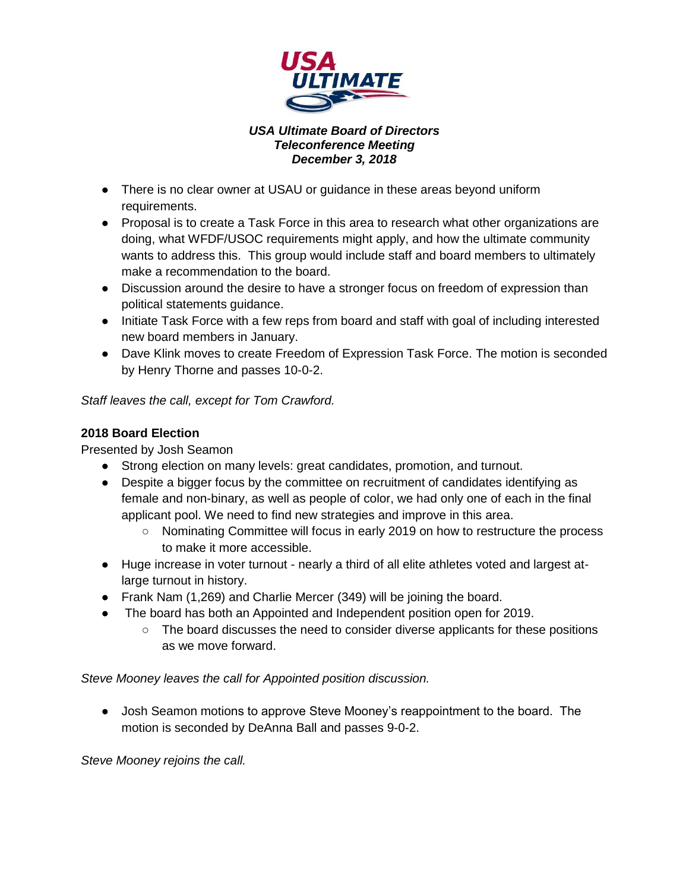***USA Ultimate Board of Directors***
***Teleconference Meeting***
***December 3, 2018***

- There is no clear owner at USAU or guidance in these areas beyond uniform requirements.
- Proposal is to create a Task Force in this area to research what other organizations are doing, what WFDF/USOC requirements might apply, and how the ultimate community wants to address this. This group would include staff and board members to ultimately make a recommendation to the board.
- Discussion around the desire to have a stronger focus on freedom of expression than political statements guidance.
- Initiate Task Force with a few reps from board and staff with goal of including interested new board members in January.
- Dave Klink moves to create Freedom of Expression Task Force. The motion is seconded by Henry Thorne and passes 10-0-2.

*Staff leaves the call, except for Tom Crawford.*

**2018 Board Election**

Presented by Josh Seamon

- Strong election on many levels: great candidates, promotion, and turnout.
- Despite a bigger focus by the committee on recruitment of candidates identifying as female and non-binary, as well as people of color, we had only one of each in the final applicant pool. We need to find new strategies and improve in this area.
    - Nominating Committee will focus in early 2019 on how to restructure the process to make it more accessible.
- Huge increase in voter turnout - nearly a third of all elite athletes voted and largest at-large turnout in history.
- Frank Nam (1,269) and Charlie Mercer (349) will be joining the board.
- The board has both an Appointed and Independent position open for 2019.
    - The board discusses the need to consider diverse applicants for these positions as we move forward.

*Steve Mooney leaves the call for Appointed position discussion.*

- Josh Seamon motions to approve Steve Mooney's reappointment to the board. The motion is seconded by DeAnna Ball and passes 9-0-2.

*Steve Mooney rejoins the call.*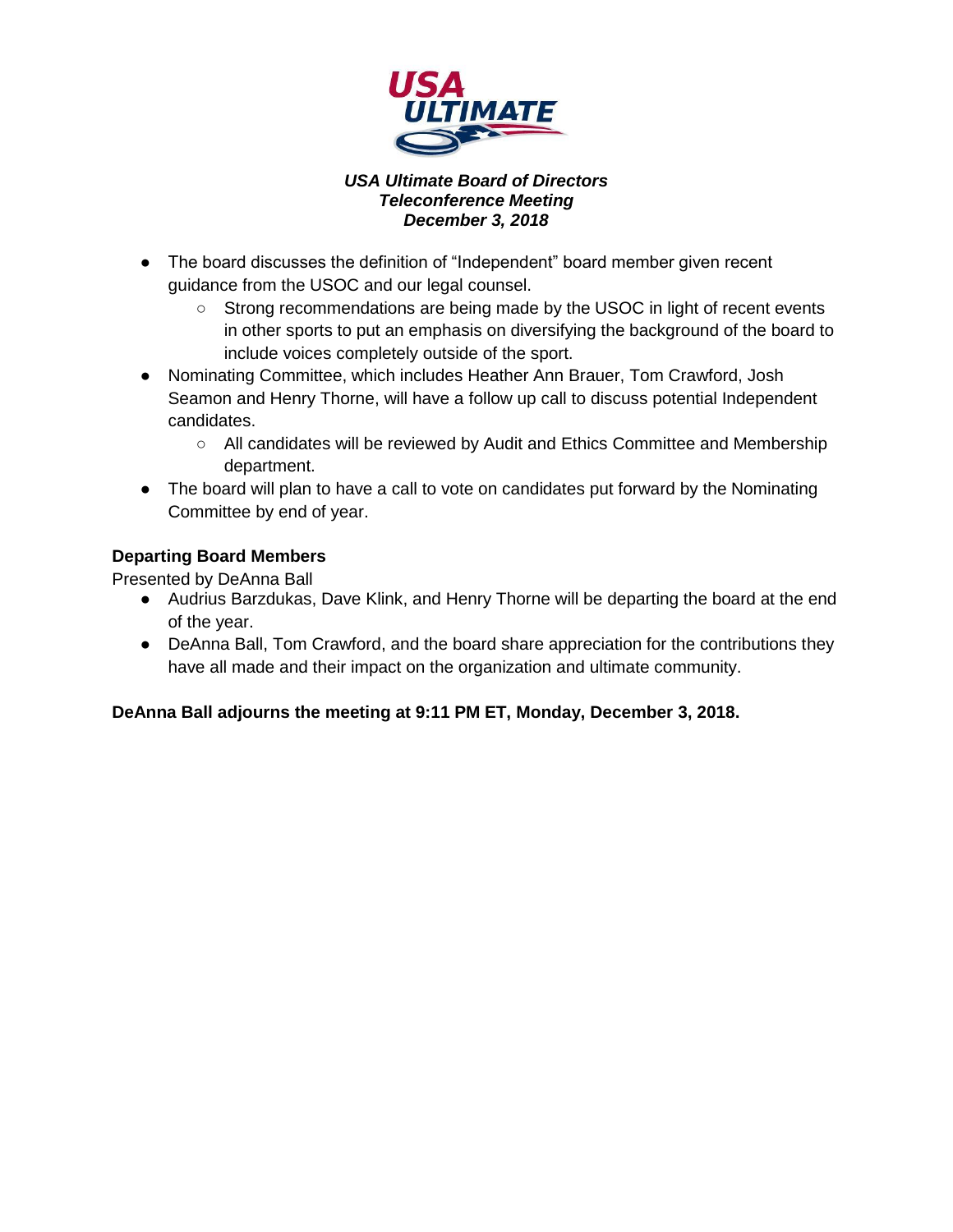*USA Ultimate Board of Directors*
*Teleconference Meeting*
*December 3, 2018*

- The board discusses the definition of "Independent" board member given recent guidance from the USOC and our legal counsel.
  - Strong recommendations are being made by the USOC in light of recent events in other sports to put an emphasis on diversifying the background of the board to include voices completely outside of the sport.
- Nominating Committee, which includes Heather Ann Brauer, Tom Crawford, Josh Seamon and Henry Thorne, will have a follow up call to discuss potential Independent candidates.
  - All candidates will be reviewed by Audit and Ethics Committee and Membership department.
- The board will plan to have a call to vote on candidates put forward by the Nominating Committee by end of year.

**Departing Board Members**

Presented by DeAnna Ball

- Audrius Barzdukas, Dave Klink, and Henry Thorne will be departing the board at the end of the year.
- DeAnna Ball, Tom Crawford, and the board share appreciation for the contributions they have all made and their impact on the organization and ultimate community.

**DeAnna Ball adjourns the meeting at 9:11 PM ET, Monday, December 3, 2018.**